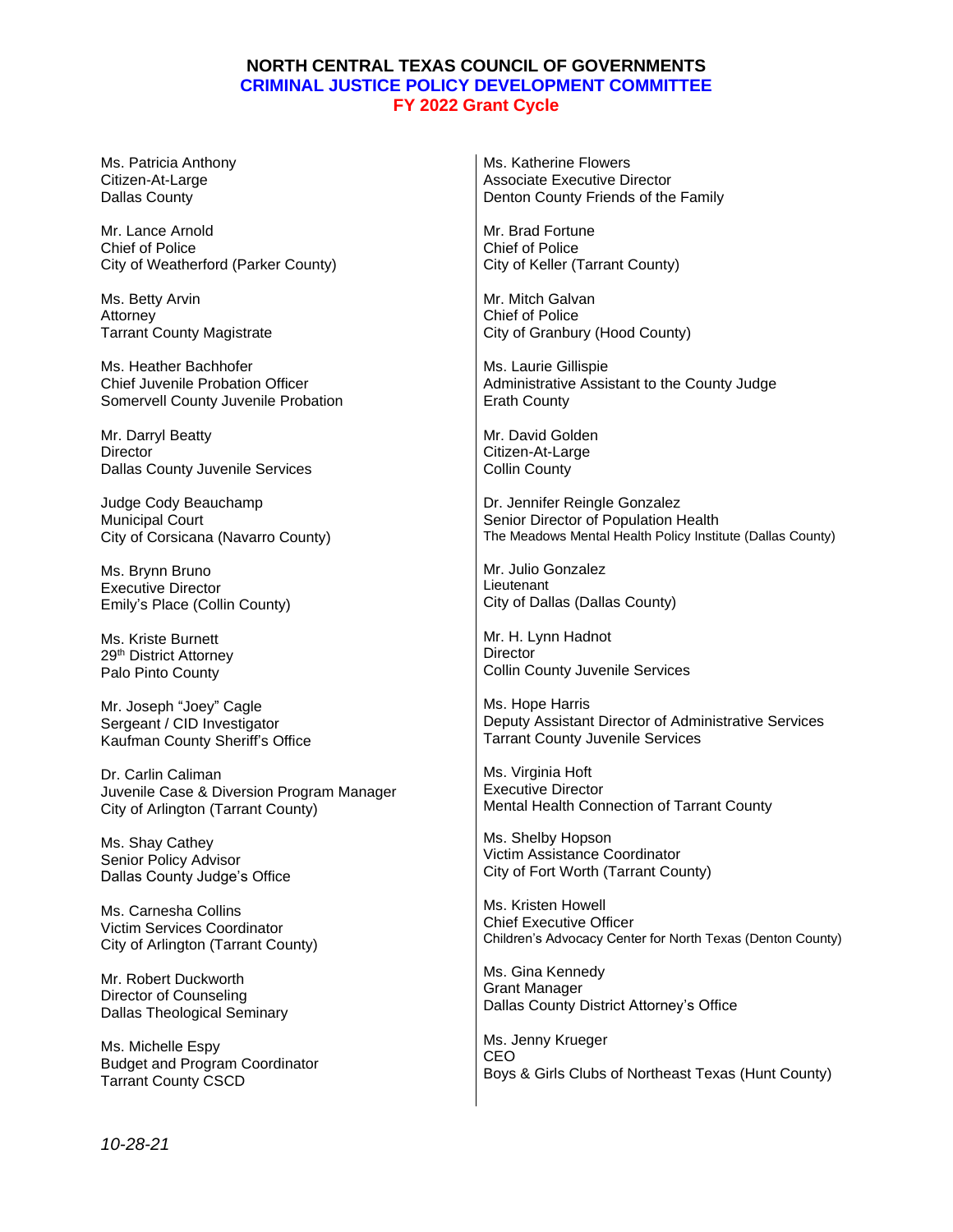# NORTH CENTRAL TEXAS COUNCIL OF GOVERNMENTS
## CRIMINAL JUSTICE POLICY DEVELOPMENT COMMITTEE
### FY 2022 Grant Cycle

Ms. Patricia Anthony
Citizen-At-Large
Dallas County

Mr. Lance Arnold
Chief of Police
City of Weatherford (Parker County)

Ms. Betty Arvin
Attorney
Tarrant County Magistrate

Ms. Heather Bachhofer
Chief Juvenile Probation Officer
Somervell County Juvenile Probation

Mr. Darryl Beatty
Director
Dallas County Juvenile Services

Judge Cody Beauchamp
Municipal Court
City of Corsicana (Navarro County)

Ms. Brynn Bruno
Executive Director
Emily's Place (Collin County)

Ms. Kriste Burnett
29th District Attorney
Palo Pinto County

Mr. Joseph "Joey" Cagle
Sergeant / CID Investigator
Kaufman County Sheriff's Office

Dr. Carlin Caliman
Juvenile Case & Diversion Program Manager
City of Arlington (Tarrant County)

Ms. Shay Cathey
Senior Policy Advisor
Dallas County Judge's Office

Ms. Carnesha Collins
Victim Services Coordinator
City of Arlington (Tarrant County)

Mr. Robert Duckworth
Director of Counseling
Dallas Theological Seminary

Ms. Michelle Espy
Budget and Program Coordinator
Tarrant County CSCD

Ms. Katherine Flowers
Associate Executive Director
Denton County Friends of the Family

Mr. Brad Fortune
Chief of Police
City of Keller (Tarrant County)

Mr. Mitch Galvan
Chief of Police
City of Granbury (Hood County)

Ms. Laurie Gillispie
Administrative Assistant to the County Judge
Erath County

Mr. David Golden
Citizen-At-Large
Collin County

Dr. Jennifer Reingle Gonzalez
Senior Director of Population Health
The Meadows Mental Health Policy Institute (Dallas County)

Mr. Julio Gonzalez
Lieutenant
City of Dallas (Dallas County)

Mr. H. Lynn Hadnot
Director
Collin County Juvenile Services

Ms. Hope Harris
Deputy Assistant Director of Administrative Services
Tarrant County Juvenile Services

Ms. Virginia Hoft
Executive Director
Mental Health Connection of Tarrant County

Ms. Shelby Hopson
Victim Assistance Coordinator
City of Fort Worth (Tarrant County)

Ms. Kristen Howell
Chief Executive Officer
Children's Advocacy Center for North Texas (Denton County)

Ms. Gina Kennedy
Grant Manager
Dallas County District Attorney's Office

Ms. Jenny Krueger
CEO
Boys & Girls Clubs of Northeast Texas (Hunt County)

*10-28-21*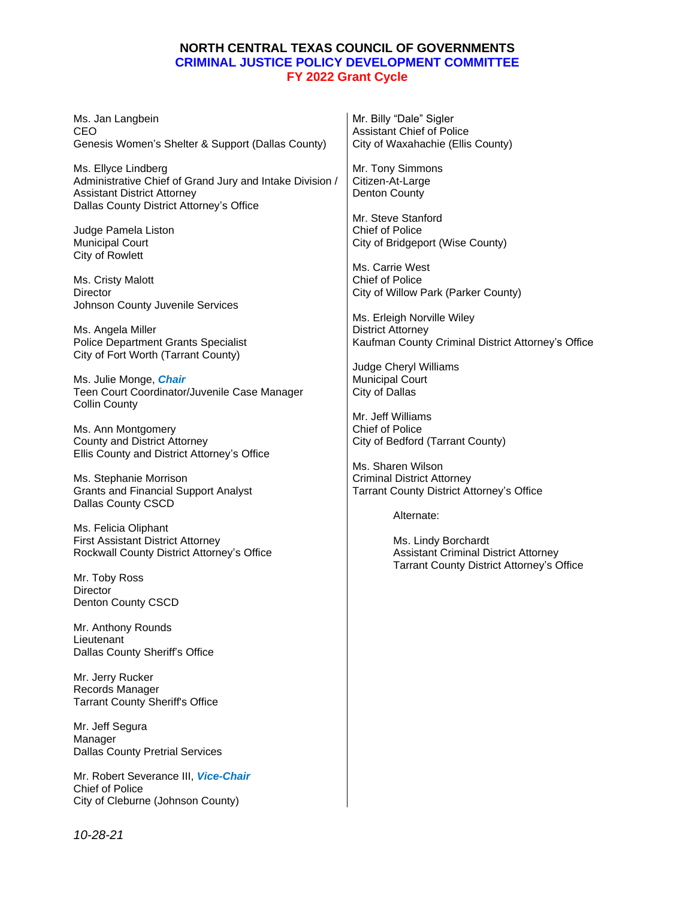# NORTH CENTRAL TEXAS COUNCIL OF GOVERNMENTS
## CRIMINAL JUSTICE POLICY DEVELOPMENT COMMITTEE
### FY 2022 Grant Cycle

Ms. Jan Langbein
CEO
Genesis Women's Shelter & Support (Dallas County)

Ms. Ellyce Lindberg
Administrative Chief of Grand Jury and Intake Division / Assistant District Attorney
Dallas County District Attorney's Office

Judge Pamela Liston
Municipal Court
City of Rowlett

Ms. Cristy Malott
Director
Johnson County Juvenile Services

Ms. Angela Miller
Police Department Grants Specialist
City of Fort Worth (Tarrant County)

Ms. Julie Monge, ***Chair***
Teen Court Coordinator/Juvenile Case Manager
Collin County

Ms. Ann Montgomery
County and District Attorney
Ellis County and District Attorney's Office

Ms. Stephanie Morrison
Grants and Financial Support Analyst
Dallas County CSCD

Ms. Felicia Oliphant
First Assistant District Attorney
Rockwall County District Attorney's Office

Mr. Toby Ross
Director
Denton County CSCD

Mr. Anthony Rounds
Lieutenant
Dallas County Sheriff's Office

Mr. Jerry Rucker
Records Manager
Tarrant County Sheriff's Office

Mr. Jeff Segura
Manager
Dallas County Pretrial Services

Mr. Robert Severance III, ***Vice-Chair***
Chief of Police
City of Cleburne (Johnson County)

Mr. Billy "Dale" Sigler
Assistant Chief of Police
City of Waxahachie (Ellis County)

Mr. Tony Simmons
Citizen-At-Large
Denton County

Mr. Steve Stanford
Chief of Police
City of Bridgeport (Wise County)

Ms. Carrie West
Chief of Police
City of Willow Park (Parker County)

Ms. Erleigh Norville Wiley
District Attorney
Kaufman County Criminal District Attorney's Office

Judge Cheryl Williams
Municipal Court
City of Dallas

Mr. Jeff Williams
Chief of Police
City of Bedford (Tarrant County)

Ms. Sharen Wilson
Criminal District Attorney
Tarrant County District Attorney's Office

Alternate:

Ms. Lindy Borchardt
Assistant Criminal District Attorney
Tarrant County District Attorney's Office

*10-28-21*